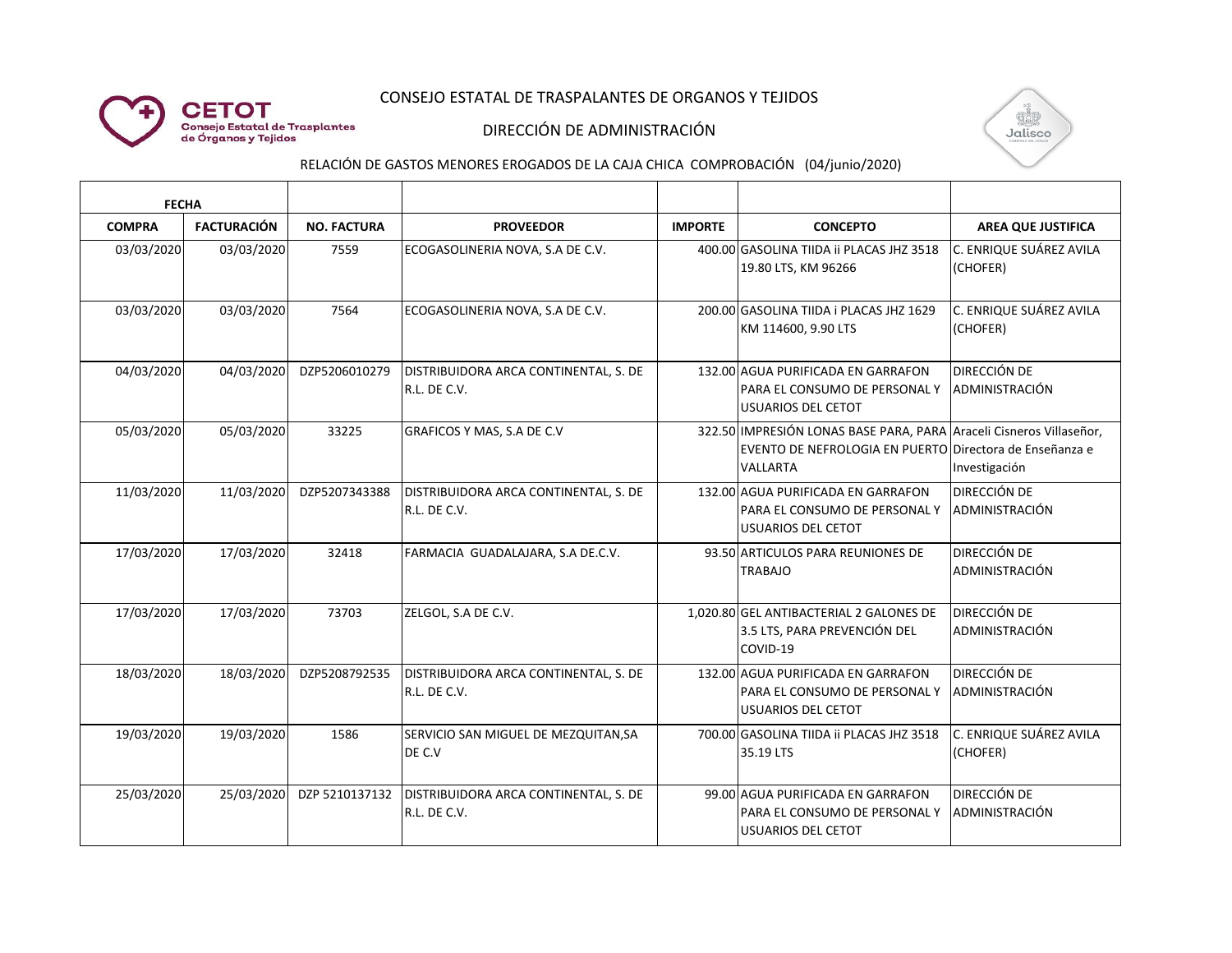CETOT Consejo Estatal de Trasplantes de Órganos y Tejidos

CONSEJO ESTATAL DE TRASPALANTES DE ORGANOS Y TEJIDOS

DIRECCIÓN DE ADMINISTRACIÓN

Jalisco

RELACIÓN DE GASTOS MENORES EROGADOS DE LA CAJA CHICA COMPROBACIÓN (04/junio/2020)

| FECHA | | | | | | |
|---|---|---|---|---|---|---|
| **COMPRA** | **FACTURACIÓN** | **NO. FACTURA** | **PROVEEDOR** | **IMPORTE** | **CONCEPTO** | **AREA QUE JUSTIFICA** |
| 03/03/2020 | 03/03/2020 | 7559 | ECOGASOLINERIA NOVA, S.A DE C.V. | 400.00 | GASOLINA TIIDA ii PLACAS JHZ 3518 19.80 LTS, KM 96266 | C. ENRIQUE SUÁREZ AVILA (CHOFER) |
| 03/03/2020 | 03/03/2020 | 7564 | ECOGASOLINERIA NOVA, S.A DE C.V. | 200.00 | GASOLINA TIIDA i PLACAS JHZ 1629 KM 114600, 9.90 LTS | C. ENRIQUE SUÁREZ AVILA (CHOFER) |
| 04/03/2020 | 04/03/2020 | DZP5206010279 | DISTRIBUIDORA ARCA CONTINENTAL, S. DE R.L. DE C.V. | 132.00 | AGUA PURIFICADA EN GARRAFON PARA EL CONSUMO DE PERSONAL Y USUARIOS DEL CETOT | DIRECCIÓN DE ADMINISTRACIÓN |
| 05/03/2020 | 05/03/2020 | 33225 | GRAFICOS Y MAS, S.A DE C.V | 322.50 | IMPRESIÓN LONAS BASE PARA, PARA EVENTO DE NEFROLOGIA EN PUERTO VALLARTA | Araceli Cisneros Villaseñor, Directora de Enseñanza e Investigación |
| 11/03/2020 | 11/03/2020 | DZP5207343388 | DISTRIBUIDORA ARCA CONTINENTAL, S. DE R.L. DE C.V. | 132.00 | AGUA PURIFICADA EN GARRAFON PARA EL CONSUMO DE PERSONAL Y USUARIOS DEL CETOT | DIRECCIÓN DE ADMINISTRACIÓN |
| 17/03/2020 | 17/03/2020 | 32418 | FARMACIA GUADALAJARA, S.A DE.C.V. | 93.50 | ARTICULOS PARA REUNIONES DE TRABAJO | DIRECCIÓN DE ADMINISTRACIÓN |
| 17/03/2020 | 17/03/2020 | 73703 | ZELGOL, S.A DE C.V. | 1,020.80 | GEL ANTIBACTERIAL 2 GALONES DE 3.5 LTS, PARA PREVENCIÓN DEL COVID-19 | DIRECCIÓN DE ADMINISTRACIÓN |
| 18/03/2020 | 18/03/2020 | DZP5208792535 | DISTRIBUIDORA ARCA CONTINENTAL, S. DE R.L. DE C.V. | 132.00 | AGUA PURIFICADA EN GARRAFON PARA EL CONSUMO DE PERSONAL Y USUARIOS DEL CETOT | DIRECCIÓN DE ADMINISTRACIÓN |
| 19/03/2020 | 19/03/2020 | 1586 | SERVICIO SAN MIGUEL DE MEZQUITAN,SA DE C.V | 700.00 | GASOLINA TIIDA ii PLACAS JHZ 3518 35.19 LTS | C. ENRIQUE SUÁREZ AVILA (CHOFER) |
| 25/03/2020 | 25/03/2020 | DZP 5210137132 | DISTRIBUIDORA ARCA CONTINENTAL, S. DE R.L. DE C.V. | 99.00 | AGUA PURIFICADA EN GARRAFON PARA EL CONSUMO DE PERSONAL Y USUARIOS DEL CETOT | DIRECCIÓN DE ADMINISTRACIÓN |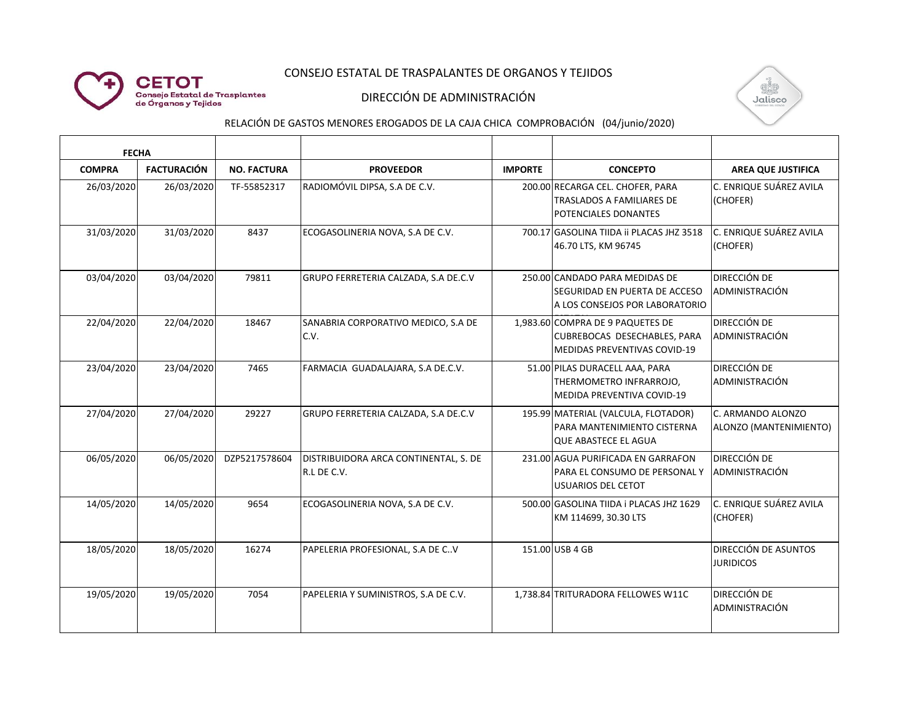CONSEJO ESTATAL DE TRASPALANTES DE ORGANOS Y TEJIDOS

DIRECCIÓN DE ADMINISTRACIÓN

RELACIÓN DE GASTOS MENORES EROGADOS DE LA CAJA CHICA COMPROBACIÓN (04/junio/2020)

| FECHA | | | | | | |
|---|---|---|---|---|---|---|
| **COMPRA** | **FACTURACIÓN** | **NO. FACTURA** | **PROVEEDOR** | **IMPORTE** | **CONCEPTO** | **AREA QUE JUSTIFICA** |
| 26/03/2020 | 26/03/2020 | TF-55852317 | RADIOMÓVIL DIPSA, S.A DE C.V. | 200.00 | RECARGA CEL. CHOFER, PARA TRASLADOS A FAMILIARES DE POTENCIALES DONANTES | C. ENRIQUE SUÁREZ AVILA (CHOFER) |
| 31/03/2020 | 31/03/2020 | 8437 | ECOGASOLINERIA NOVA, S.A DE C.V. | 700.17 | GASOLINA TIIDA ii PLACAS JHZ 3518 46.70 LTS, KM 96745 | C. ENRIQUE SUÁREZ AVILA (CHOFER) |
| 03/04/2020 | 03/04/2020 | 79811 | GRUPO FERRETERIA CALZADA, S.A DE.C.V | 250.00 | CANDADO PARA MEDIDAS DE SEGURIDAD EN PUERTA DE ACCESO A LOS CONSEJOS POR LABORATORIO | DIRECCIÓN DE ADMINISTRACIÓN |
| 22/04/2020 | 22/04/2020 | 18467 | SANABRIA CORPORATIVO MEDICO, S.A DE C.V. | 1,983.60 | COMPRA DE 9 PAQUETES DE CUBREBOCAS DESECHABLES, PARA MEDIDAS PREVENTIVAS COVID-19 | DIRECCIÓN DE ADMINISTRACIÓN |
| 23/04/2020 | 23/04/2020 | 7465 | FARMACIA GUADALAJARA, S.A DE.C.V. | 51.00 | PILAS DURACELL AAA, PARA THERMOMETRO INFRARROJO, MEDIDA PREVENTIVA COVID-19 | DIRECCIÓN DE ADMINISTRACIÓN |
| 27/04/2020 | 27/04/2020 | 29227 | GRUPO FERRETERIA CALZADA, S.A DE.C.V | 195.99 | MATERIAL (VALCULA, FLOTADOR) PARA MANTENIMIENTO CISTERNA QUE ABASTECE EL AGUA | C. ARMANDO ALONZO ALONZO (MANTENIMIENTO) |
| 06/05/2020 | 06/05/2020 | DZP5217578604 | DISTRIBUIDORA ARCA CONTINENTAL, S. DE R.L DE C.V. | 231.00 | AGUA PURIFICADA EN GARRAFON PARA EL CONSUMO DE PERSONAL Y USUARIOS DEL CETOT | DIRECCIÓN DE ADMINISTRACIÓN |
| 14/05/2020 | 14/05/2020 | 9654 | ECOGASOLINERIA NOVA, S.A DE C.V. | 500.00 | GASOLINA TIIDA i PLACAS JHZ 1629 KM 114699, 30.30 LTS | C. ENRIQUE SUÁREZ AVILA (CHOFER) |
| 18/05/2020 | 18/05/2020 | 16274 | PAPELERIA PROFESIONAL, S.A DE C..V | 151.00 | USB 4 GB | DIRECCIÓN DE ASUNTOS JURIDICOS |
| 19/05/2020 | 19/05/2020 | 7054 | PAPELERIA Y SUMINISTROS, S.A DE C.V. | 1,738.84 | TRITURADORA FELLOWES W11C | DIRECCIÓN DE ADMINISTRACIÓN |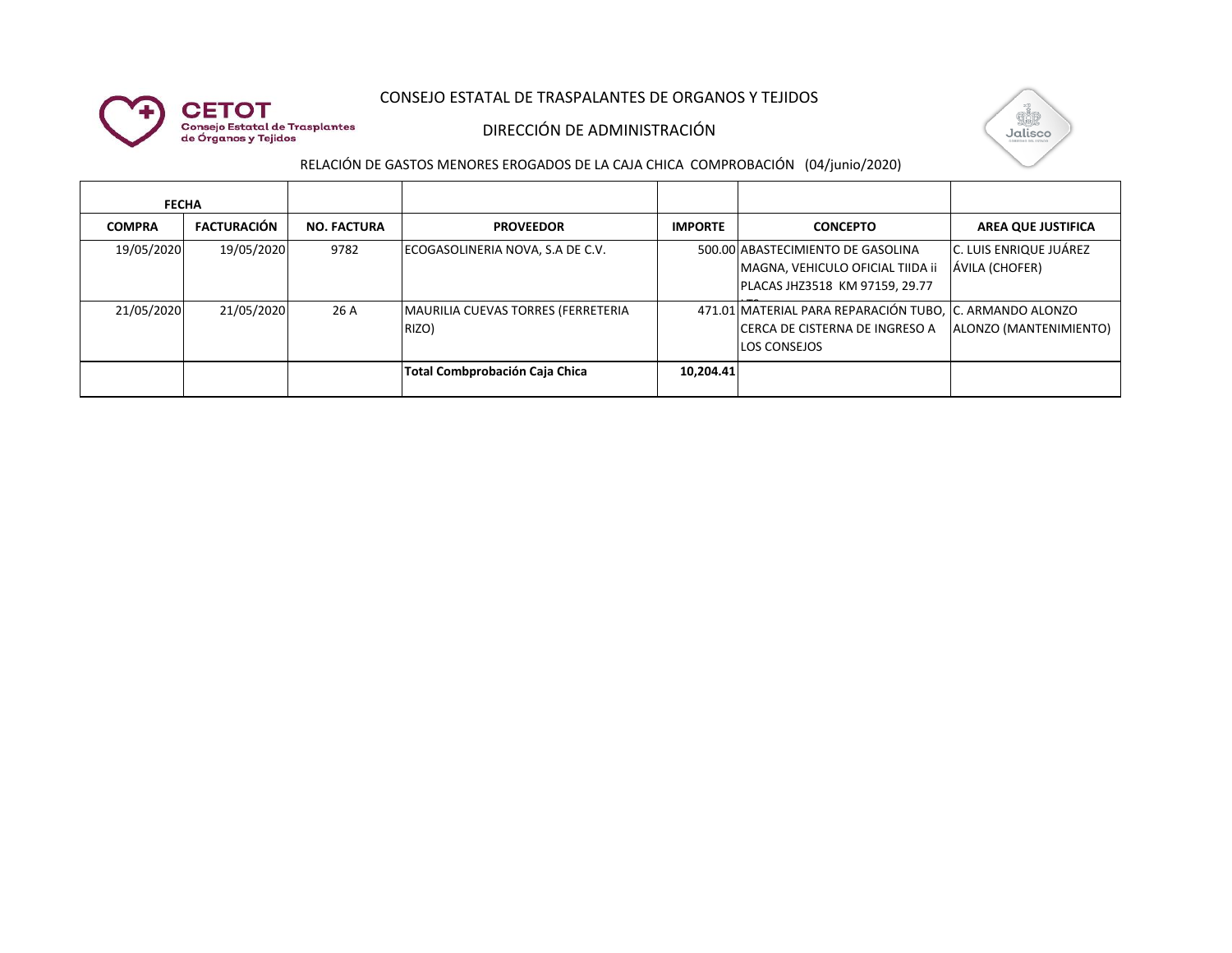CONSEJO ESTATAL DE TRASPALANTES DE ORGANOS Y TEJIDOS

DIRECCIÓN DE ADMINISTRACIÓN

RELACIÓN DE GASTOS MENORES EROGADOS DE LA CAJA CHICA COMPROBACIÓN (04/junio/2020)

| FECHA | | | | | | |
|---|---|---|---|---|---|---|
| **COMPRA** | **FACTURACIÓN** | **NO. FACTURA** | **PROVEEDOR** | **IMPORTE** | **CONCEPTO** | **AREA QUE JUSTIFICA** |
| 19/05/2020 | 19/05/2020 | 9782 | ECOGASOLINERIA NOVA, S.A DE C.V. | 500.00 | ABASTECIMIENTO DE GASOLINA MAGNA, VEHICULO OFICIAL TIIDA ii PLACAS JHZ3518 KM 97159, 29.77 | C. LUIS ENRIQUE JUÁREZ ÁVILA (CHOFER) |
| 21/05/2020 | 21/05/2020 | 26 A | MAURILIA CUEVAS TORRES (FERRETERIA RIZO) | 471.01 | MATERIAL PARA REPARACIÓN TUBO, CERCA DE CISTERNA DE INGRESO A LOS CONSEJOS | C. ARMANDO ALONZO ALONZO (MANTENIMIENTO) |
| | | | **Total Combprobación Caja Chica** | **10,204.41** | | |